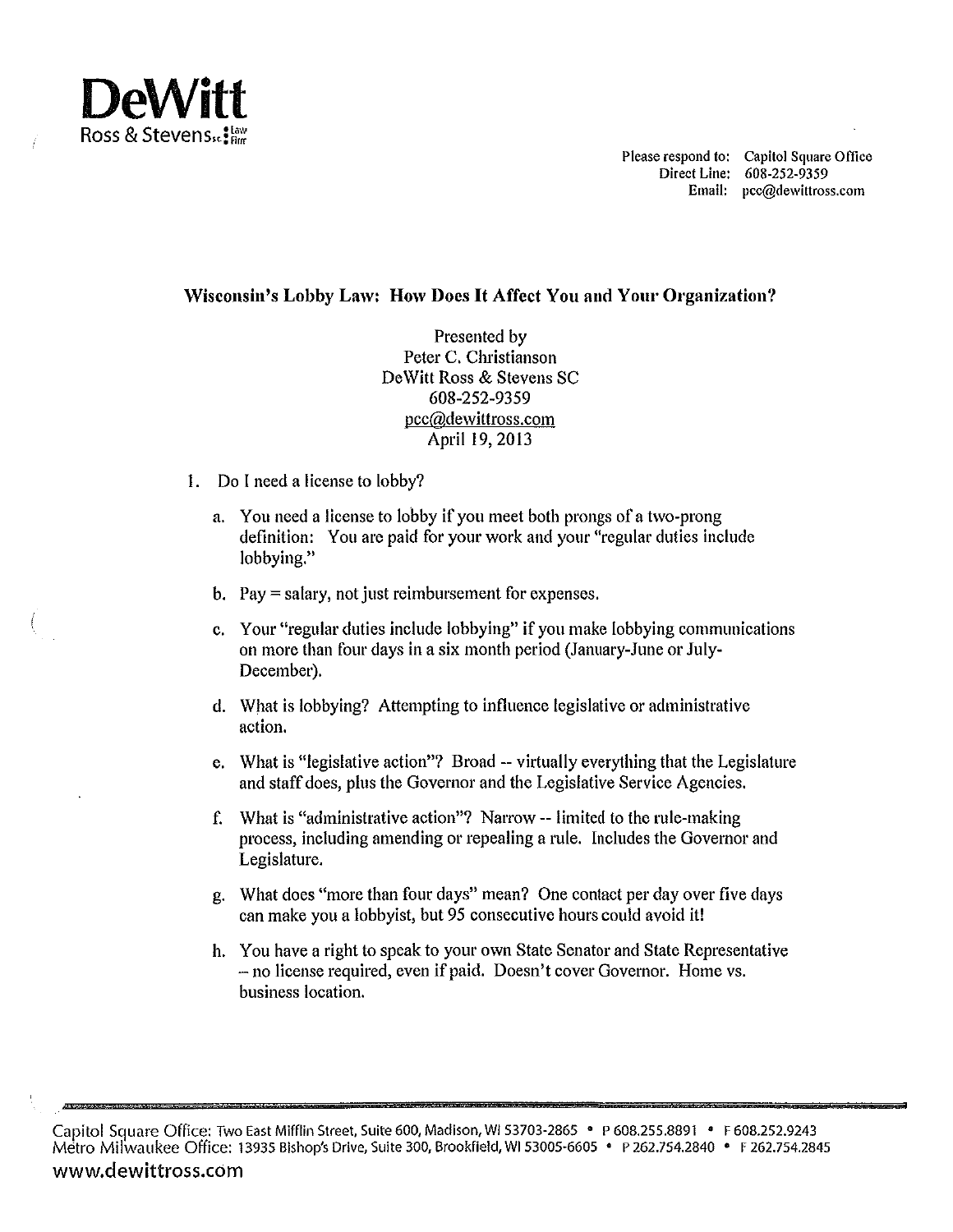**DeWitt**
Ross & Stevens S.C. Law Firm

Please respond to: Capitol Square Office
Direct Line: 608-252-9359
Email: pcc@dewittross.com

### Wisconsin's Lobby Law: How Does It Affect You and Your Organization?

Presented by
Peter C. Christianson
DeWitt Ross & Stevens SC
608-252-9359
pcc@dewittross.com
April 19, 2013

1. Do I need a license to lobby?

   a. You need a license to lobby if you meet both prongs of a two-prong definition: You are paid for your work and your "regular duties include lobbying."

   b. Pay = salary, not just reimbursement for expenses.

   c. Your "regular duties include lobbying" if you make lobbying communications on more than four days in a six month period (January-June or July-December).

   d. What is lobbying? Attempting to influence legislative or administrative action.

   e. What is "legislative action"? Broad -- virtually everything that the Legislature and staff does, plus the Governor and the Legislative Service Agencies.

   f. What is "administrative action"? Narrow -- limited to the rule-making process, including amending or repealing a rule. Includes the Governor and Legislature.

   g. What does "more than four days" mean? One contact per day over five days can make you a lobbyist, but 95 consecutive hours could avoid it!

   h. You have a right to speak to your own State Senator and State Representative -- no license required, even if paid. Doesn't cover Governor. Home vs. business location.

Capitol Square Office: Two East Mifflin Street, Suite 600, Madison, WI 53703-2865 • P 608.255.8891 • F 608.252.9243
Metro Milwaukee Office: 13935 Bishop's Drive, Suite 300, Brookfield, WI 53005-6605 • P 262.754.2840 • F 262.754.2845
www.dewittross.com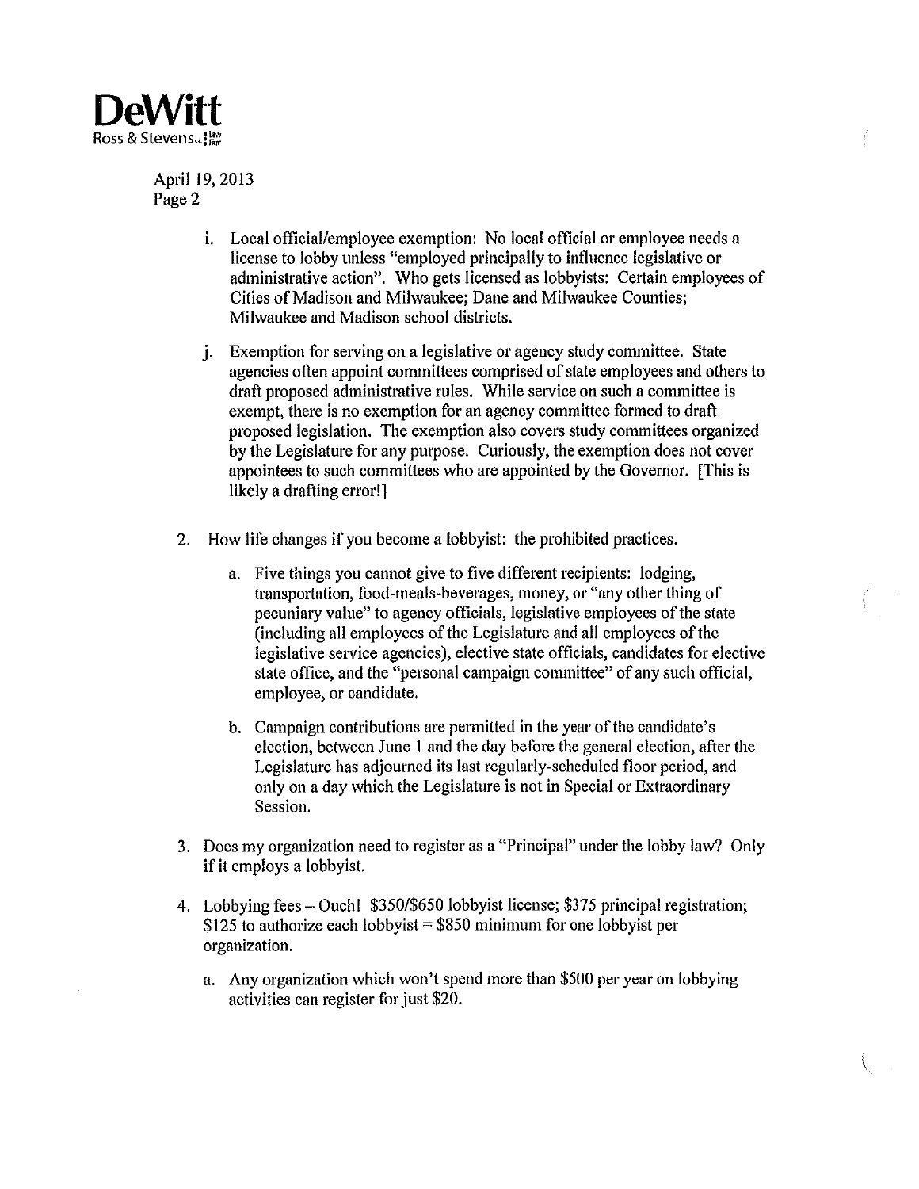i. Local official/employee exemption: No local official or employee needs a license to lobby unless "employed principally to influence legislative or administrative action". Who gets licensed as lobbyists: Certain employees of Cities of Madison and Milwaukee; Dane and Milwaukee Counties; Milwaukee and Madison school districts.

j. Exemption for serving on a legislative or agency study committee. State agencies often appoint committees comprised of state employees and others to draft proposed administrative rules. While service on such a committee is exempt, there is no exemption for an agency committee formed to draft proposed legislation. The exemption also covers study committees organized by the Legislature for any purpose. Curiously, the exemption does not cover appointees to such committees who are appointed by the Governor. [This is likely a drafting error!]

2. How life changes if you become a lobbyist: the prohibited practices.

   a. Five things you cannot give to five different recipients: lodging, transportation, food-meals-beverages, money, or "any other thing of pecuniary value" to agency officials, legislative employees of the state (including all employees of the Legislature and all employees of the legislative service agencies), elective state officials, candidates for elective state office, and the "personal campaign committee" of any such official, employee, or candidate.

   b. Campaign contributions are permitted in the year of the candidate's election, between June 1 and the day before the general election, after the Legislature has adjourned its last regularly-scheduled floor period, and only on a day which the Legislature is not in Special or Extraordinary Session.

3. Does my organization need to register as a "Principal" under the lobby law? Only if it employs a lobbyist.

4. Lobbying fees – Ouch! $350/$650 lobbyist license; $375 principal registration; $125 to authorize each lobbyist = $850 minimum for one lobbyist per organization.

   a. Any organization which won't spend more than $500 per year on lobbying activities can register for just $20.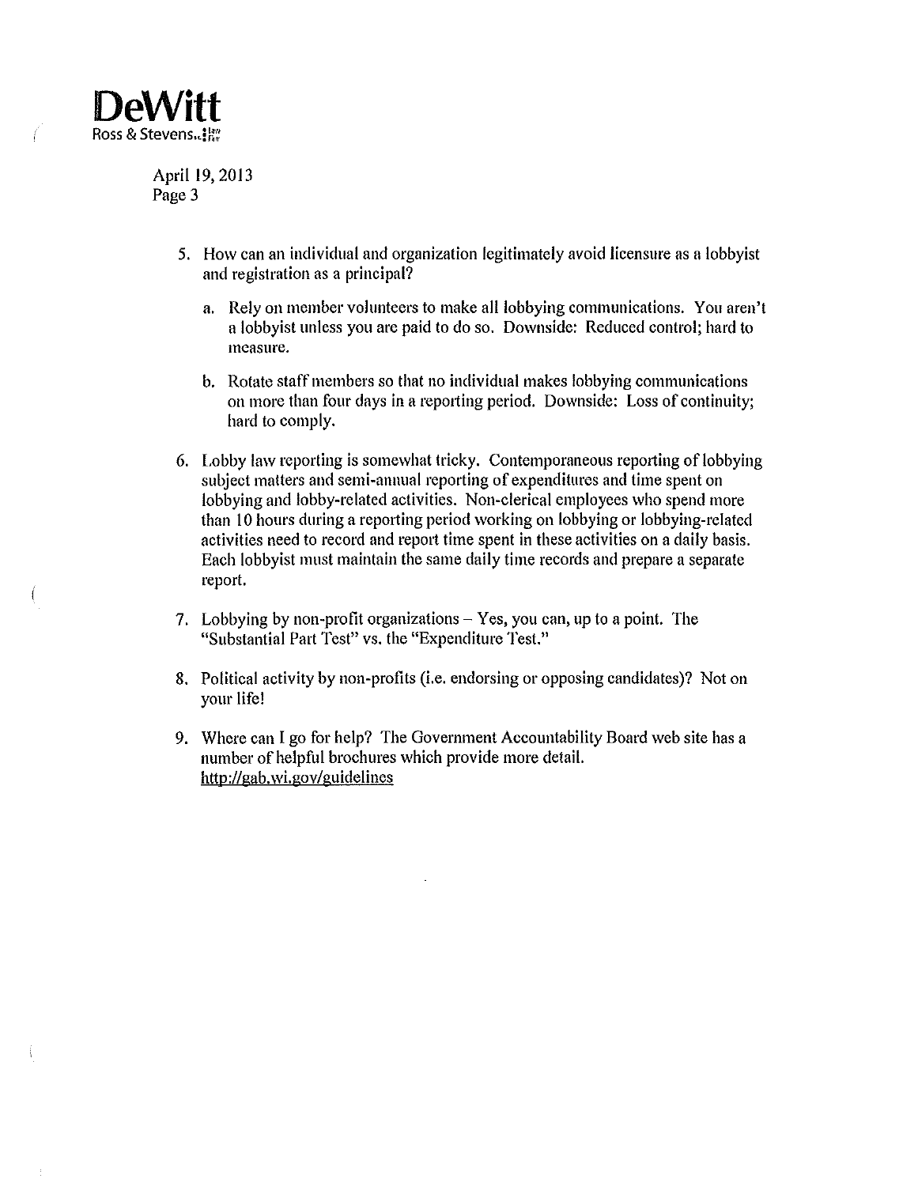5. How can an individual and organization legitimately avoid licensure as a lobbyist and registration as a principal?

   a. Rely on member volunteers to make all lobbying communications. You aren't a lobbyist unless you are paid to do so. Downside: Reduced control; hard to measure.

   b. Rotate staff members so that no individual makes lobbying communications on more than four days in a reporting period. Downside: Loss of continuity; hard to comply.

6. Lobby law reporting is somewhat tricky. Contemporaneous reporting of lobbying subject matters and semi-annual reporting of expenditures and time spent on lobbying and lobby-related activities. Non-clerical employees who spend more than 10 hours during a reporting period working on lobbying or lobbying-related activities need to record and report time spent in these activities on a daily basis. Each lobbyist must maintain the same daily time records and prepare a separate report.

7. Lobbying by non-profit organizations – Yes, you can, up to a point. The "Substantial Part Test" vs. the "Expenditure Test."

8. Political activity by non-profits (i.e. endorsing or opposing candidates)? Not on your life!

9. Where can I go for help? The Government Accountability Board web site has a number of helpful brochures which provide more detail. http://gab.wi.gov/guidelines